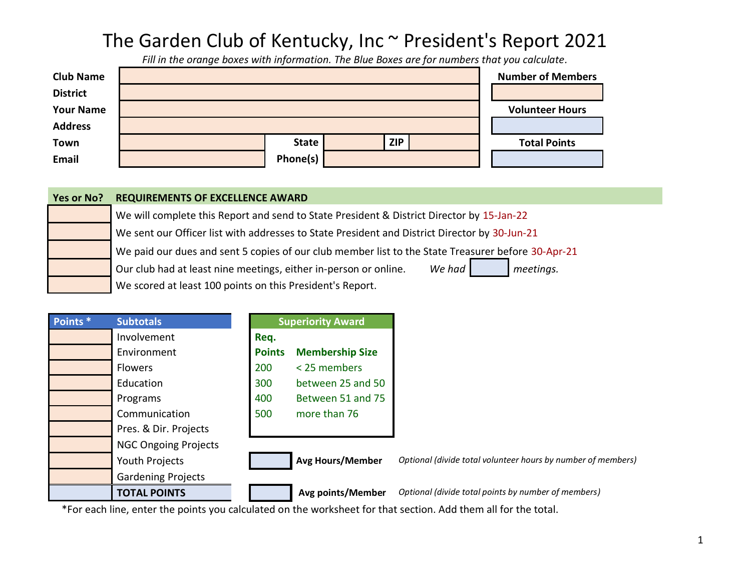# The Garden Club of Kentucky, Inc ~ President's Report 2021

*Fill in the orange boxes with information. The Blue Boxes are for numbers that you calculate.*

| | | | | | |
|---|---|---|---|---|---|
| **Club Name** | | | | | **Number of Members** |
| **District** | | | | | |
| **Your Name** | | | | | **Volunteer Hours** |
| **Address** | | | | | |
| **Town** | | **State** | | **ZIP** | **Total Points** |
| **Email** | | **Phone(s)** | | | |

| Yes or No? | REQUIREMENTS OF EXCELLENCE AWARD |
|---|---|
| | We will complete this Report and send to State President & District Director by 15-Jan-22 |
| | We sent our Officer list with addresses to State President and District Director by 30-Jun-21 |
| | We paid our dues and sent 5 copies of our club member list to the State Treasurer before 30-Apr-21 |
| | Our club had at least nine meetings, either in-person or online. *We had* ____ *meetings.* |
| | We scored at least 100 points on this President's Report. |

| Points * | Subtotals |
|---|---|
| | Involvement |
| | Environment |
| | Flowers |
| | Education |
| | Programs |
| | Communication |
| | Pres. & Dir. Projects |
| | NGC Ongoing Projects |
| | Youth Projects |
| | Gardening Projects |
| | **TOTAL POINTS** |

**Superiority Award**

| Req. Points | Membership Size |
|---|---|
| 200 | < 25 members |
| 300 | between 25 and 50 |
| 400 | Between 51 and 75 |
| 500 | more than 76 |

| | | |
|---|---|---|
| | **Avg Hours/Member** | *Optional (divide total volunteer hours by number of members)* |
| | **Avg points/Member** | *Optional (divide total points by number of members)* |

*For each line, enter the points you calculated on the worksheet for that section. Add them all for the total.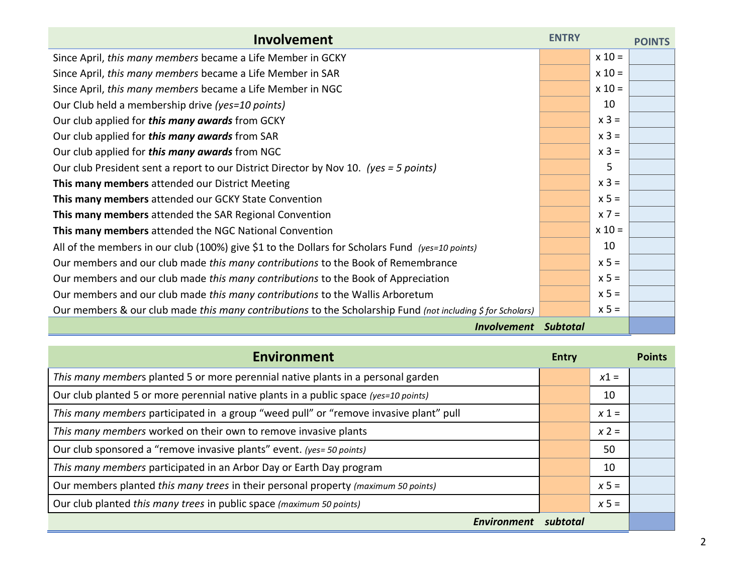| Involvement | ENTRY | | POINTS |
|---|---|---|---|
| Since April, *this many members* became a Life Member in GCKY | | x 10 = | |
| Since April, *this many members* became a Life Member in SAR | | x 10 = | |
| Since April, *this many members* became a Life Member in NGC | | x 10 = | |
| Our Club held a membership drive *(yes=10 points)* | | 10 | |
| Our club applied for ***this many awards*** from GCKY | | x 3 = | |
| Our club applied for ***this many awards*** from SAR | | x 3 = | |
| Our club applied for ***this many awards*** from NGC | | x 3 = | |
| Our club President sent a report to our District Director by Nov 10. *(yes = 5 points)* | | 5 | |
| **This many members** attended our District Meeting | | x 3 = | |
| **This many members** attended our GCKY State Convention | | x 5 = | |
| **This many members** attended the SAR Regional Convention | | x 7 = | |
| **This many members** attended the NGC National Convention | | x 10 = | |
| All of the members in our club (100%) give $1 to the Dollars for Scholars Fund *(yes=10 points)* | | 10 | |
| Our members and our club made *this many contributions* to the Book of Remembrance | | x 5 = | |
| Our members and our club made *this many contributions* to the Book of Appreciation | | x 5 = | |
| Our members and our club made *this many contributions* to the Wallis Arboretum | | x 5 = | |
| Our members & our club made *this many contributions* to the Scholarship Fund *(not including $ for Scholars)* | | x 5 = | |
| ***Involvement Subtotal*** | | | |

| Environment | Entry | | Points |
|---|---|---|---|
| *This many members* planted 5 or more perennial native plants in a personal garden | | *x*1 = | |
| Our club planted 5 or more perennial native plants in a public space *(yes=10 points)* | | 10 | |
| *This many members* participated in a group "weed pull" or "remove invasive plant" pull | | *x* 1 = | |
| *This many members* worked on their own to remove invasive plants | | *x* 2 = | |
| Our club sponsored a "remove invasive plants" event. *(yes= 50 points)* | | 50 | |
| *This many members* participated in an Arbor Day or Earth Day program | | 10 | |
| Our members planted *this many trees* in their personal property *(maximum 50 points)* | | *x* 5 = | |
| Our club planted *this many trees* in public space *(maximum 50 points)* | | *x* 5 = | |
| ***Environment subtotal*** | | | |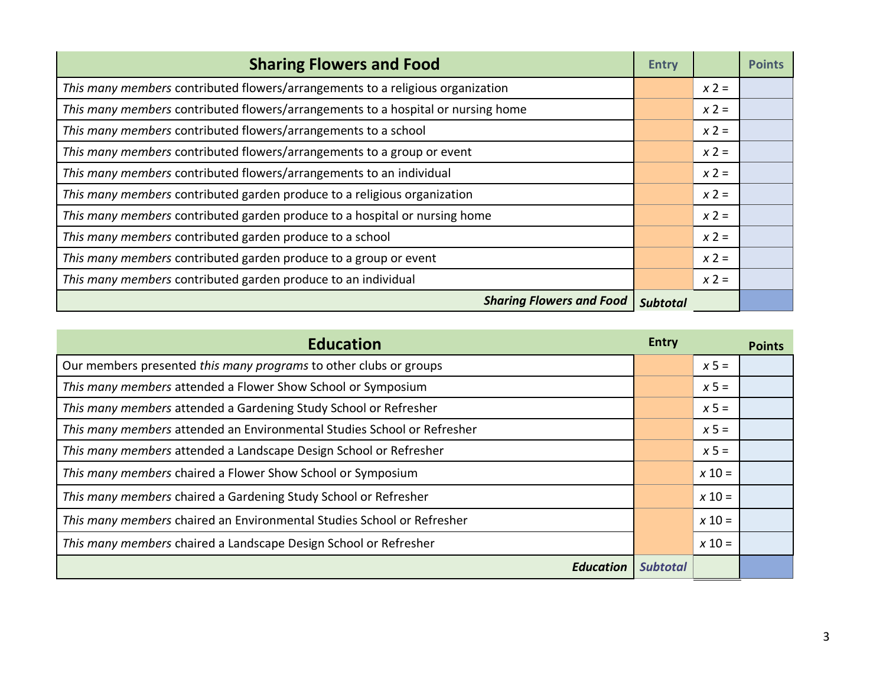| Sharing Flowers and Food | Entry | | Points |
|---|---|---|---|
| *This many members* contributed flowers/arrangements to a religious organization | | *x* 2 = | |
| *This many members* contributed flowers/arrangements to a hospital or nursing home | | *x* 2 = | |
| *This many members* contributed flowers/arrangements to a school | | *x* 2 = | |
| *This many members* contributed flowers/arrangements to a group or event | | *x* 2 = | |
| *This many members* contributed flowers/arrangements to an individual | | *x* 2 = | |
| *This many members* contributed garden produce to a religious organization | | *x* 2 = | |
| *This many members* contributed garden produce to a hospital or nursing home | | *x* 2 = | |
| *This many members* contributed garden produce to a school | | *x* 2 = | |
| *This many members* contributed garden produce to a group or event | | *x* 2 = | |
| *This many members* contributed garden produce to an individual | | *x* 2 = | |
| ***Sharing Flowers and Food*** | ***Subtotal*** | | |

| Education | Entry | | Points |
|---|---|---|---|
| Our members presented *this many programs* to other clubs or groups | | *x* 5 = | |
| *This many members* attended a Flower Show School or Symposium | | *x* 5 = | |
| *This many members* attended a Gardening Study School or Refresher | | *x* 5 = | |
| *This many members* attended an Environmental Studies School or Refresher | | *x* 5 = | |
| *This many members* attended a Landscape Design School or Refresher | | *x* 5 = | |
| *This many members* chaired a Flower Show School or Symposium | | *x* 10 = | |
| *This many members* chaired a Gardening Study School or Refresher | | *x* 10 = | |
| *This many members* chaired an Environmental Studies School or Refresher | | *x* 10 = | |
| *This many members* chaired a Landscape Design School or Refresher | | *x* 10 = | |
| ***Education*** | ***Subtotal*** | | |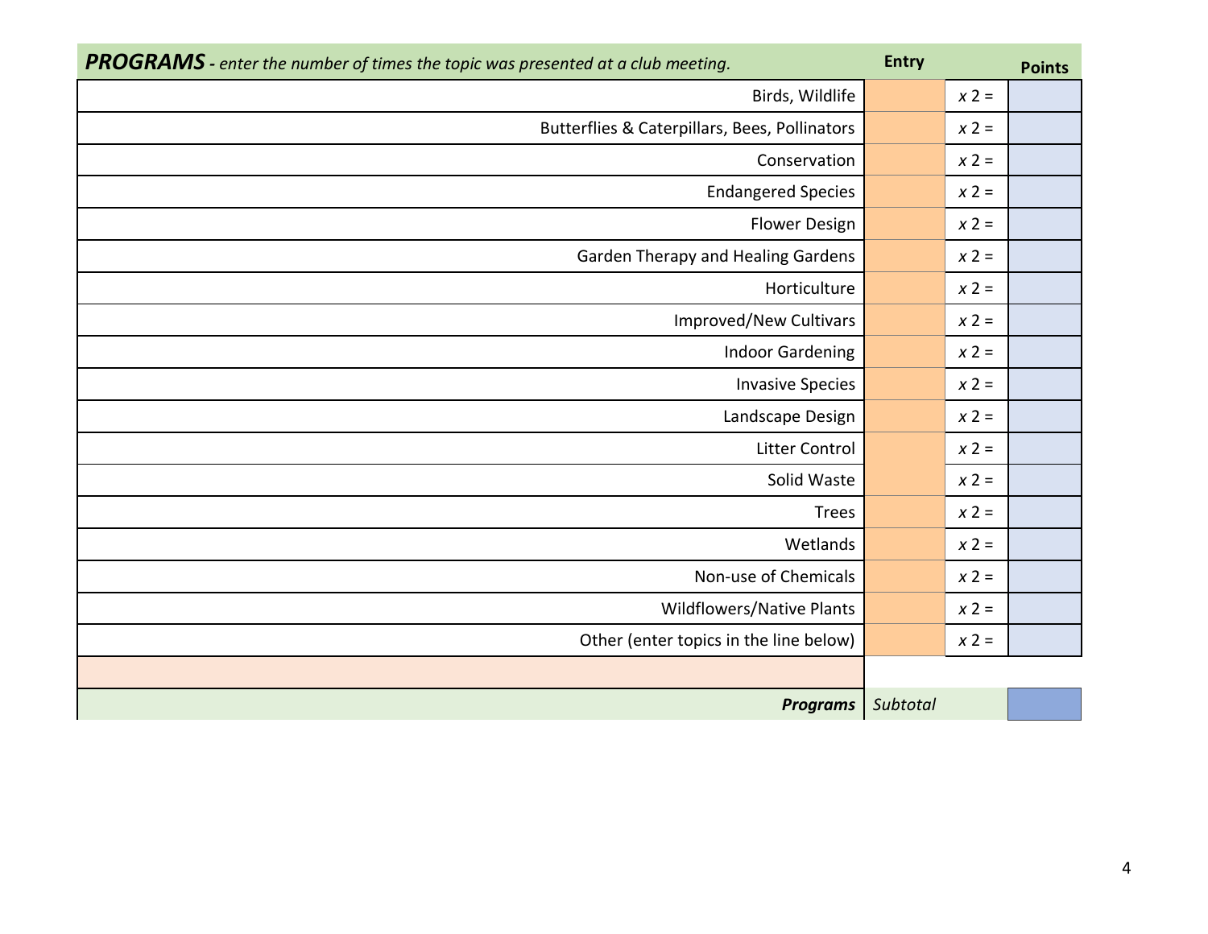| ***PROGRAMS*** *- enter the number of times the topic was presented at a club meeting.* | **Entry** | | **Points** |
|---|---|---|---|
| Birds, Wildlife | | *x* 2 = | |
| Butterflies & Caterpillars, Bees, Pollinators | | *x* 2 = | |
| Conservation | | *x* 2 = | |
| Endangered Species | | *x* 2 = | |
| Flower Design | | *x* 2 = | |
| Garden Therapy and Healing Gardens | | *x* 2 = | |
| Horticulture | | *x* 2 = | |
| Improved/New Cultivars | | *x* 2 = | |
| Indoor Gardening | | *x* 2 = | |
| Invasive Species | | *x* 2 = | |
| Landscape Design | | *x* 2 = | |
| Litter Control | | *x* 2 = | |
| Solid Waste | | *x* 2 = | |
| Trees | | *x* 2 = | |
| Wetlands | | *x* 2 = | |
| Non-use of Chemicals | | *x* 2 = | |
| Wildflowers/Native Plants | | *x* 2 = | |
| Other (enter topics in the line below) | | *x* 2 = | |
| | | | |
| ***Programs*** | *Subtotal* | | |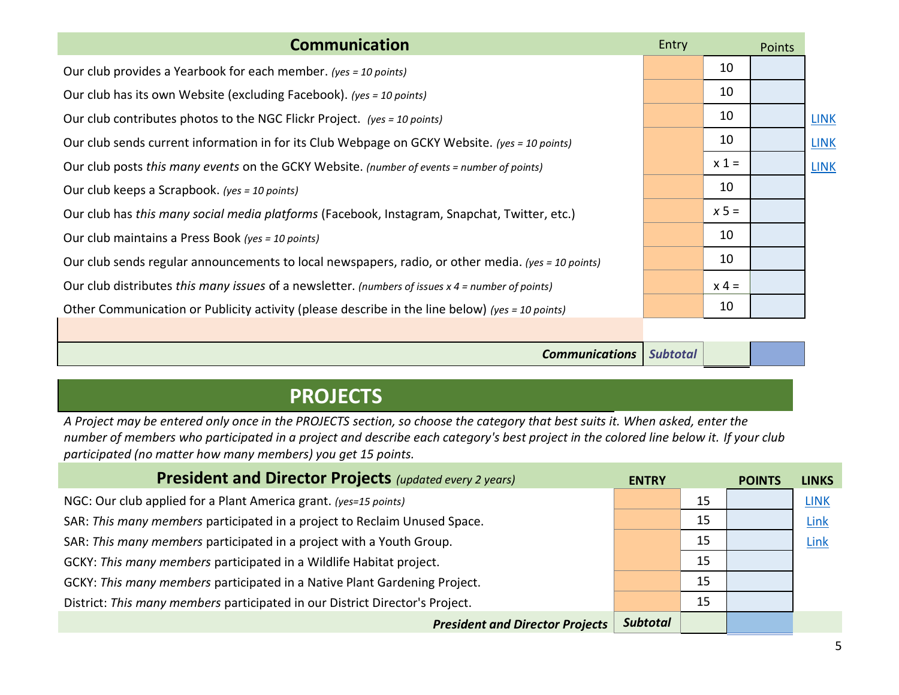## Communication

| Communication | Entry | | Points | |
|---|---|---|---|---|
| Our club provides a Yearbook for each member. *(yes = 10 points)* | | 10 | | |
| Our club has its own Website (excluding Facebook). *(yes = 10 points)* | | 10 | | |
| Our club contributes photos to the NGC Flickr Project. *(yes = 10 points)* | | 10 | | LINK |
| Our club sends current information in for its Club Webpage on GCKY Website. *(yes = 10 points)* | | 10 | | LINK |
| Our club posts *this many events* on the GCKY Website. *(number of events = number of points)* | | x 1 = | | LINK |
| Our club keeps a Scrapbook. *(yes = 10 points)* | | 10 | | |
| Our club has *this many social media platforms* (Facebook, Instagram, Snapchat, Twitter, etc.) | | *x* 5 = | | |
| Our club maintains a Press Book *(yes = 10 points)* | | 10 | | |
| Our club sends regular announcements to local newspapers, radio, or other media. *(yes = 10 points)* | | 10 | | |
| Our club distributes *this many issues* of a newsletter. *(numbers of issues x 4 = number of points)* | | x 4 = | | |
| Other Communication or Publicity activity (please describe in the line below) *(yes = 10 points)* | | 10 | | |
| | | | | |
| ***Communications*** | ***Subtotal*** | | | |

# PROJECTS

*A Project may be entered only once in the PROJECTS section, so choose the category that best suits it. When asked, enter the number of members who participated in a project and describe each category's best project in the colored line below it. If your club participated (no matter how many members) you get 15 points.*

| **President and Director Projects** *(updated every 2 years)* | **ENTRY** | | **POINTS** | **LINKS** |
|---|---|---|---|---|
| NGC: Our club applied for a Plant America grant. *(yes=15 points)* | | 15 | | LINK |
| SAR: *This many members* participated in a project to Reclaim Unused Space. | | 15 | | Link |
| SAR: *This many members* participated in a project with a Youth Group. | | 15 | | Link |
| GCKY: *This many members* participated in a Wildlife Habitat project. | | 15 | | |
| GCKY: *This many members* participated in a Native Plant Gardening Project. | | 15 | | |
| District: *This many members* participated in our District Director's Project. | | 15 | | |
| ***President and Director Projects*** | ***Subtotal*** | | | |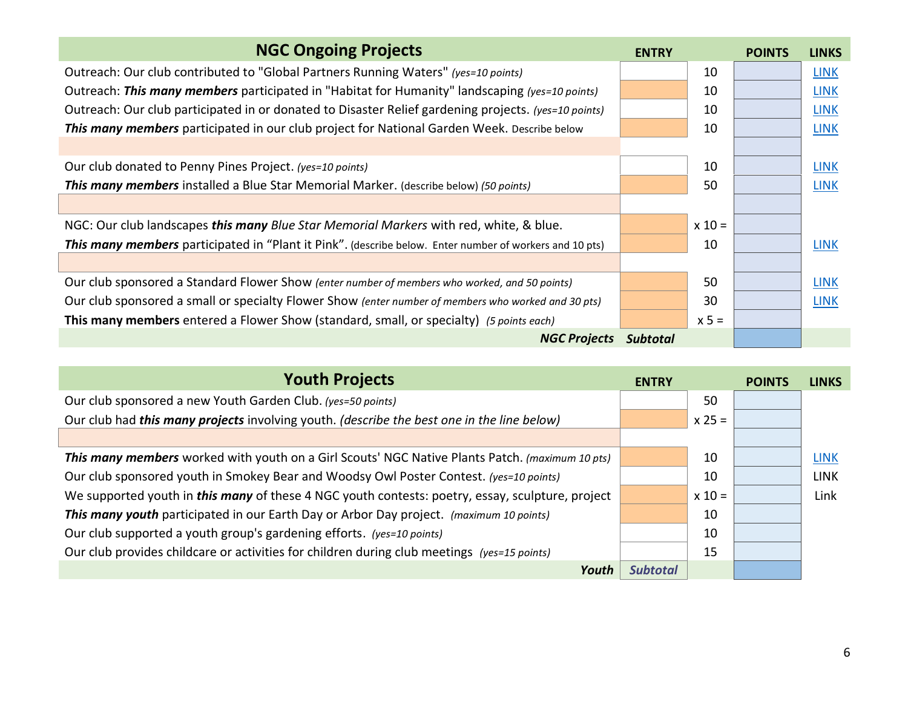| NGC Ongoing Projects | ENTRY | | POINTS | LINKS |
|---|---|---|---|---|
| Outreach: Our club contributed to "Global Partners Running Waters" *(yes=10 points)* | | 10 | | LINK |
| Outreach: ***This many members*** participated in "Habitat for Humanity" landscaping *(yes=10 points)* | | 10 | | LINK |
| Outreach: Our club participated in or donated to Disaster Relief gardening projects. *(yes=10 points)* | | 10 | | LINK |
| ***This many members*** participated in our club project for National Garden Week. Describe below | | 10 | | LINK |
| | | | | |
| Our club donated to Penny Pines Project. *(yes=10 points)* | | 10 | | LINK |
| ***This many members*** installed a Blue Star Memorial Marker. (describe below) *(50 points)* | | 50 | | LINK |
| | | | | |
| NGC: Our club landscapes ***this many*** *Blue Star Memorial Markers* with red, white, & blue. | | x 10 = | | |
| ***This many members*** participated in "Plant it Pink". (describe below. Enter number of workers and 10 pts) | | 10 | | LINK |
| | | | | |
| Our club sponsored a Standard Flower Show *(enter number of members who worked, and 50 points)* | | 50 | | LINK |
| Our club sponsored a small or specialty Flower Show *(enter number of members who worked and 30 pts)* | | 30 | | LINK |
| **This many members** entered a Flower Show (standard, small, or specialty) *(5 points each)* | | x 5 = | | |
| ***NGC Projects*** | ***Subtotal*** | | | |

| Youth Projects | ENTRY | | POINTS | LINKS |
|---|---|---|---|---|
| Our club sponsored a new Youth Garden Club. *(yes=50 points)* | | 50 | | |
| Our club had ***this many projects*** involving youth. *(describe the best one in the line below)* | | x 25 = | | |
| | | | | |
| ***This many members*** worked with youth on a Girl Scouts' NGC Native Plants Patch. *(maximum 10 pts)* | | 10 | | LINK |
| Our club sponsored youth in Smokey Bear and Woodsy Owl Poster Contest. *(yes=10 points)* | | 10 | | LINK |
| We supported youth in ***this many*** of these 4 NGC youth contests: poetry, essay, sculpture, project | | x 10 = | | Link |
| ***This many youth*** participated in our Earth Day or Arbor Day project. *(maximum 10 points)* | | 10 | | |
| Our club supported a youth group's gardening efforts. *(yes=10 points)* | | 10 | | |
| Our club provides childcare or activities for children during club meetings *(yes=15 points)* | | 15 | | |
| ***Youth*** | ***Subtotal*** | | | |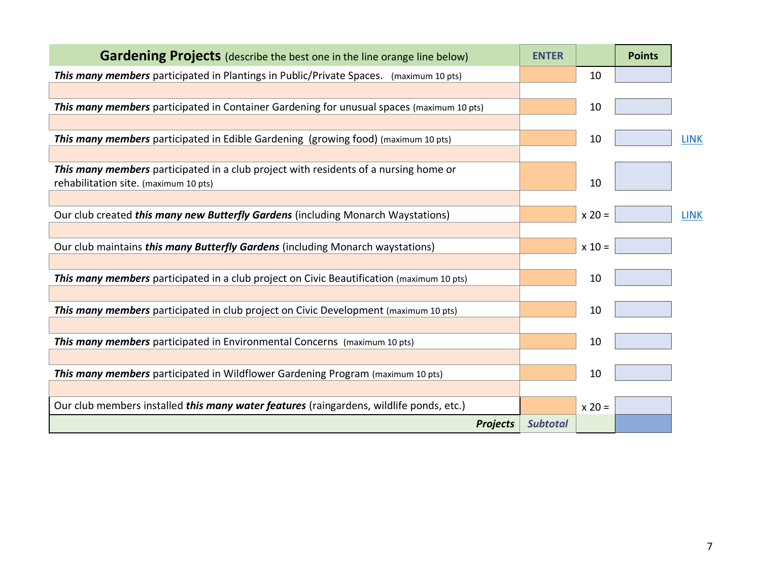| **Gardening Projects** (describe the best one in the line orange line below) | ENTER | | **Points** | |
|---|---|---|---|---|
| ***This many members*** participated in Plantings in Public/Private Spaces. (maximum 10 pts) | | 10 | | |
| | | | | |
| ***This many members*** participated in Container Gardening for unusual spaces (maximum 10 pts) | | 10 | | |
| | | | | |
| ***This many members*** participated in Edible Gardening (growing food) (maximum 10 pts) | | 10 | | LINK |
| | | | | |
| ***This many members*** participated in a club project with residents of a nursing home or rehabilitation site. (maximum 10 pts) | | 10 | | |
| | | | | |
| Our club created ***this many new Butterfly Gardens*** (including Monarch Waystations) | | x 20 = | | LINK |
| | | | | |
| Our club maintains ***this many Butterfly Gardens*** (including Monarch waystations) | | x 10 = | | |
| | | | | |
| ***This many members*** participated in a club project on Civic Beautification (maximum 10 pts) | | 10 | | |
| | | | | |
| ***This many members*** participated in club project on Civic Development (maximum 10 pts) | | 10 | | |
| | | | | |
| ***This many members*** participated in Environmental Concerns (maximum 10 pts) | | 10 | | |
| | | | | |
| ***This many members*** participated in Wildflower Gardening Program (maximum 10 pts) | | 10 | | |
| | | | | |
| Our club members installed ***this many water features*** (raingardens, wildlife ponds, etc.) | | x 20 = | | |
| ***Projects*** | ***Subtotal*** | | | |